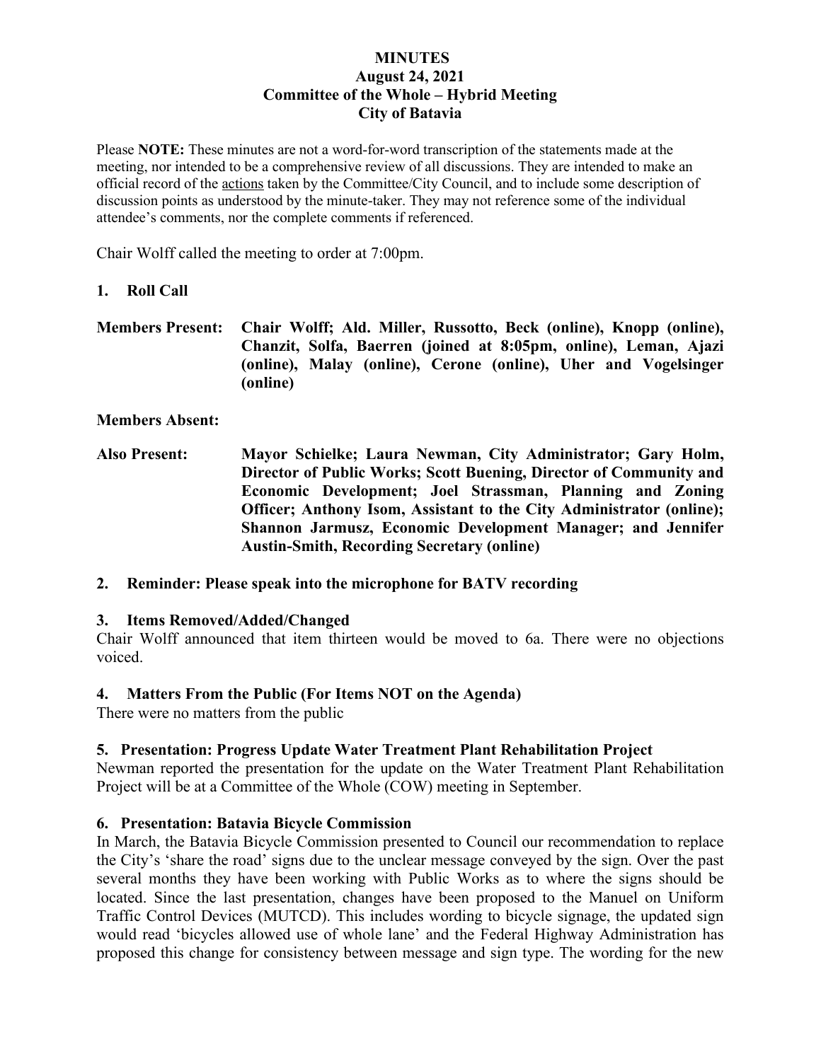# MINUTES
## August 24, 2021
## Committee of the Whole – Hybrid Meeting
## City of Batavia

Please **NOTE:** These minutes are not a word-for-word transcription of the statements made at the meeting, nor intended to be a comprehensive review of all discussions. They are intended to make an official record of the actions taken by the Committee/City Council, and to include some description of discussion points as understood by the minute-taker. They may not reference some of the individual attendee's comments, nor the complete comments if referenced.

Chair Wolff called the meeting to order at 7:00pm.

### 1. Roll Call

**Members Present:** **Chair Wolff; Ald. Miller, Russotto, Beck (online), Knopp (online), Chanzit, Solfa, Baerren (joined at 8:05pm, online), Leman, Ajazi (online), Malay (online), Cerone (online), Uher and Vogelsinger (online)**

**Members Absent:**

**Also Present:** **Mayor Schielke; Laura Newman, City Administrator; Gary Holm, Director of Public Works; Scott Buening, Director of Community and Economic Development; Joel Strassman, Planning and Zoning Officer; Anthony Isom, Assistant to the City Administrator (online); Shannon Jarmusz, Economic Development Manager; and Jennifer Austin-Smith, Recording Secretary (online)**

### 2. Reminder: Please speak into the microphone for BATV recording

### 3. Items Removed/Added/Changed

Chair Wolff announced that item thirteen would be moved to 6a. There were no objections voiced.

### 4. Matters From the Public (For Items NOT on the Agenda)

There were no matters from the public

### 5. Presentation: Progress Update Water Treatment Plant Rehabilitation Project

Newman reported the presentation for the update on the Water Treatment Plant Rehabilitation Project will be at a Committee of the Whole (COW) meeting in September.

### 6. Presentation: Batavia Bicycle Commission

In March, the Batavia Bicycle Commission presented to Council our recommendation to replace the City's 'share the road' signs due to the unclear message conveyed by the sign. Over the past several months they have been working with Public Works as to where the signs should be located. Since the last presentation, changes have been proposed to the Manuel on Uniform Traffic Control Devices (MUTCD). This includes wording to bicycle signage, the updated sign would read 'bicycles allowed use of whole lane' and the Federal Highway Administration has proposed this change for consistency between message and sign type. The wording for the new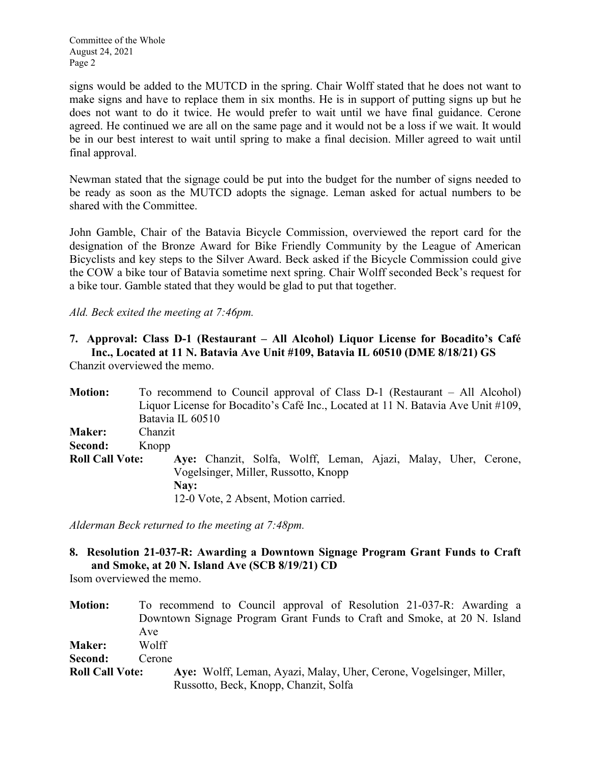signs would be added to the MUTCD in the spring. Chair Wolff stated that he does not want to make signs and have to replace them in six months. He is in support of putting signs up but he does not want to do it twice. He would prefer to wait until we have final guidance. Cerone agreed. He continued we are all on the same page and it would not be a loss if we wait. It would be in our best interest to wait until spring to make a final decision. Miller agreed to wait until final approval.

Newman stated that the signage could be put into the budget for the number of signs needed to be ready as soon as the MUTCD adopts the signage. Leman asked for actual numbers to be shared with the Committee.

John Gamble, Chair of the Batavia Bicycle Commission, overviewed the report card for the designation of the Bronze Award for Bike Friendly Community by the League of American Bicyclists and key steps to the Silver Award. Beck asked if the Bicycle Commission could give the COW a bike tour of Batavia sometime next spring. Chair Wolff seconded Beck's request for a bike tour. Gamble stated that they would be glad to put that together.

*Ald. Beck exited the meeting at 7:46pm.*

**7. Approval: Class D-1 (Restaurant – All Alcohol) Liquor License for Bocadito's Café Inc., Located at 11 N. Batavia Ave Unit #109, Batavia IL 60510 (DME 8/18/21) GS**

Chanzit overviewed the memo.

**Motion:** To recommend to Council approval of Class D-1 (Restaurant – All Alcohol) Liquor License for Bocadito's Café Inc., Located at 11 N. Batavia Ave Unit #109, Batavia IL 60510

**Maker:** Chanzit

**Second:** Knopp

**Roll Call Vote:** **Aye:** Chanzit, Solfa, Wolff, Leman, Ajazi, Malay, Uher, Cerone, Vogelsinger, Miller, Russotto, Knopp

**Nay:**

12-0 Vote, 2 Absent, Motion carried.

*Alderman Beck returned to the meeting at 7:48pm.*

**8. Resolution 21-037-R: Awarding a Downtown Signage Program Grant Funds to Craft and Smoke, at 20 N. Island Ave (SCB 8/19/21) CD**

Isom overviewed the memo.

**Motion:** To recommend to Council approval of Resolution 21-037-R: Awarding a Downtown Signage Program Grant Funds to Craft and Smoke, at 20 N. Island Ave

**Maker:** Wolff

**Second:** Cerone

**Roll Call Vote:** **Aye:** Wolff, Leman, Ayazi, Malay, Uher, Cerone, Vogelsinger, Miller, Russotto, Beck, Knopp, Chanzit, Solfa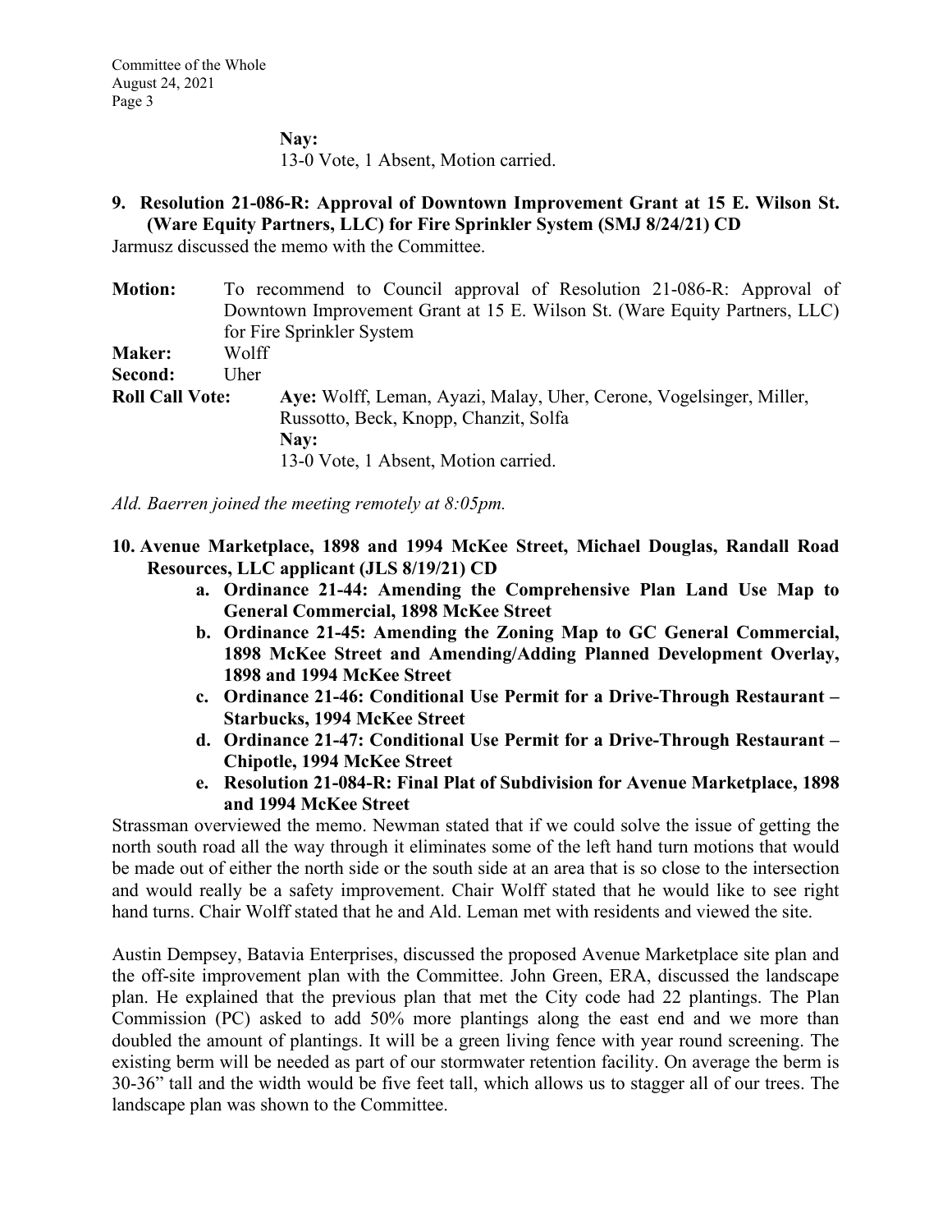**Nay:**
13-0 Vote, 1 Absent, Motion carried.

**9. Resolution 21-086-R: Approval of Downtown Improvement Grant at 15 E. Wilson St. (Ware Equity Partners, LLC) for Fire Sprinkler System (SMJ 8/24/21) CD**

Jarmusz discussed the memo with the Committee.

**Motion:** To recommend to Council approval of Resolution 21-086-R: Approval of Downtown Improvement Grant at 15 E. Wilson St. (Ware Equity Partners, LLC) for Fire Sprinkler System

**Maker:** Wolff

**Second:** Uher

**Roll Call Vote:** **Aye:** Wolff, Leman, Ayazi, Malay, Uher, Cerone, Vogelsinger, Miller, Russotto, Beck, Knopp, Chanzit, Solfa
**Nay:**
13-0 Vote, 1 Absent, Motion carried.

*Ald. Baerren joined the meeting remotely at 8:05pm.*

**10. Avenue Marketplace, 1898 and 1994 McKee Street, Michael Douglas, Randall Road Resources, LLC applicant (JLS 8/19/21) CD**

- **a. Ordinance 21-44: Amending the Comprehensive Plan Land Use Map to General Commercial, 1898 McKee Street**
- **b. Ordinance 21-45: Amending the Zoning Map to GC General Commercial, 1898 McKee Street and Amending/Adding Planned Development Overlay, 1898 and 1994 McKee Street**
- **c. Ordinance 21-46: Conditional Use Permit for a Drive-Through Restaurant – Starbucks, 1994 McKee Street**
- **d. Ordinance 21-47: Conditional Use Permit for a Drive-Through Restaurant – Chipotle, 1994 McKee Street**
- **e. Resolution 21-084-R: Final Plat of Subdivision for Avenue Marketplace, 1898 and 1994 McKee Street**

Strassman overviewed the memo. Newman stated that if we could solve the issue of getting the north south road all the way through it eliminates some of the left hand turn motions that would be made out of either the north side or the south side at an area that is so close to the intersection and would really be a safety improvement. Chair Wolff stated that he would like to see right hand turns. Chair Wolff stated that he and Ald. Leman met with residents and viewed the site.

Austin Dempsey, Batavia Enterprises, discussed the proposed Avenue Marketplace site plan and the off-site improvement plan with the Committee. John Green, ERA, discussed the landscape plan. He explained that the previous plan that met the City code had 22 plantings. The Plan Commission (PC) asked to add 50% more plantings along the east end and we more than doubled the amount of plantings. It will be a green living fence with year round screening. The existing berm will be needed as part of our stormwater retention facility. On average the berm is 30-36" tall and the width would be five feet tall, which allows us to stagger all of our trees. The landscape plan was shown to the Committee.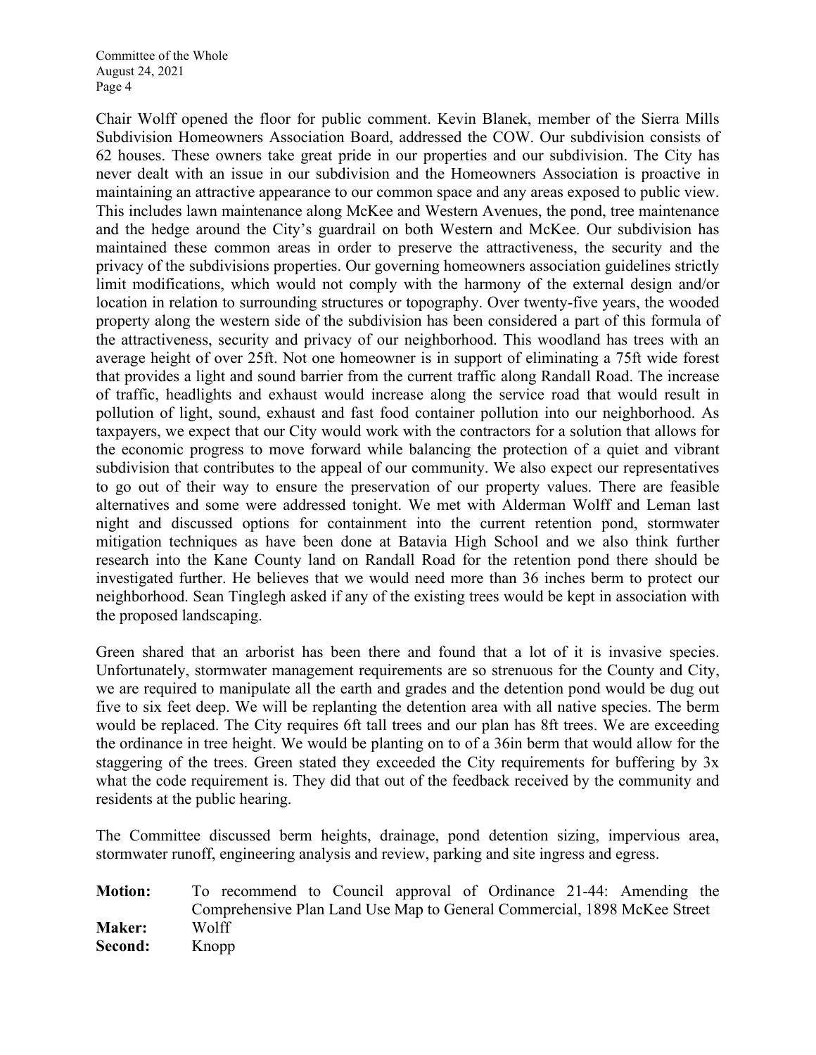Chair Wolff opened the floor for public comment. Kevin Blanek, member of the Sierra Mills Subdivision Homeowners Association Board, addressed the COW. Our subdivision consists of 62 houses. These owners take great pride in our properties and our subdivision. The City has never dealt with an issue in our subdivision and the Homeowners Association is proactive in maintaining an attractive appearance to our common space and any areas exposed to public view. This includes lawn maintenance along McKee and Western Avenues, the pond, tree maintenance and the hedge around the City's guardrail on both Western and McKee. Our subdivision has maintained these common areas in order to preserve the attractiveness, the security and the privacy of the subdivisions properties. Our governing homeowners association guidelines strictly limit modifications, which would not comply with the harmony of the external design and/or location in relation to surrounding structures or topography. Over twenty-five years, the wooded property along the western side of the subdivision has been considered a part of this formula of the attractiveness, security and privacy of our neighborhood. This woodland has trees with an average height of over 25ft. Not one homeowner is in support of eliminating a 75ft wide forest that provides a light and sound barrier from the current traffic along Randall Road. The increase of traffic, headlights and exhaust would increase along the service road that would result in pollution of light, sound, exhaust and fast food container pollution into our neighborhood. As taxpayers, we expect that our City would work with the contractors for a solution that allows for the economic progress to move forward while balancing the protection of a quiet and vibrant subdivision that contributes to the appeal of our community. We also expect our representatives to go out of their way to ensure the preservation of our property values. There are feasible alternatives and some were addressed tonight. We met with Alderman Wolff and Leman last night and discussed options for containment into the current retention pond, stormwater mitigation techniques as have been done at Batavia High School and we also think further research into the Kane County land on Randall Road for the retention pond there should be investigated further. He believes that we would need more than 36 inches berm to protect our neighborhood. Sean Tinglegh asked if any of the existing trees would be kept in association with the proposed landscaping.

Green shared that an arborist has been there and found that a lot of it is invasive species. Unfortunately, stormwater management requirements are so strenuous for the County and City, we are required to manipulate all the earth and grades and the detention pond would be dug out five to six feet deep. We will be replanting the detention area with all native species. The berm would be replaced. The City requires 6ft tall trees and our plan has 8ft trees. We are exceeding the ordinance in tree height. We would be planting on to of a 36in berm that would allow for the staggering of the trees. Green stated they exceeded the City requirements for buffering by 3x what the code requirement is. They did that out of the feedback received by the community and residents at the public hearing.

The Committee discussed berm heights, drainage, pond detention sizing, impervious area, stormwater runoff, engineering analysis and review, parking and site ingress and egress.

**Motion:** To recommend to Council approval of Ordinance 21-44: Amending the Comprehensive Plan Land Use Map to General Commercial, 1898 McKee Street
**Maker:** Wolff
**Second:** Knopp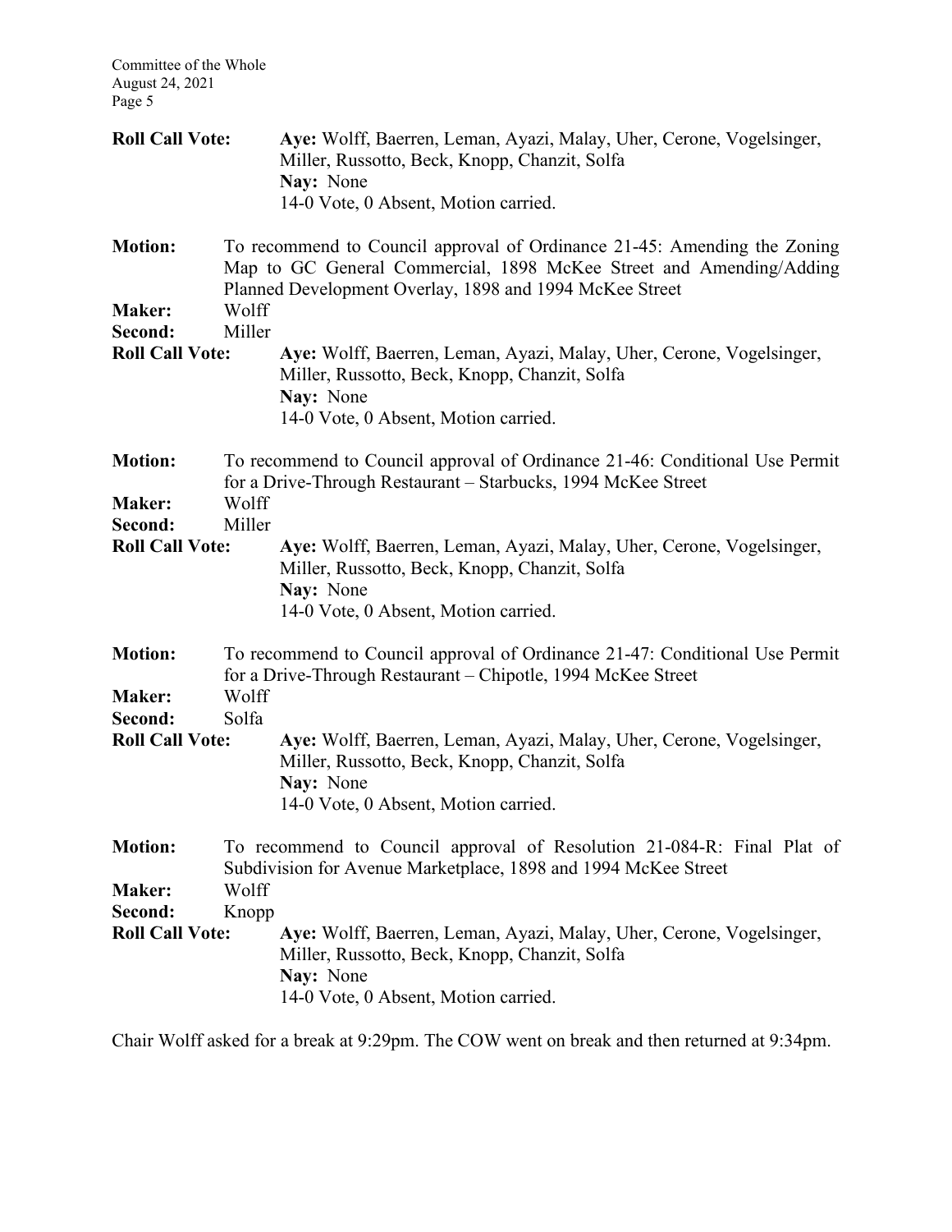**Roll Call Vote:** **Aye:** Wolff, Baerren, Leman, Ayazi, Malay, Uher, Cerone, Vogelsinger, Miller, Russotto, Beck, Knopp, Chanzit, Solfa
**Nay:** None
14-0 Vote, 0 Absent, Motion carried.

**Motion:** To recommend to Council approval of Ordinance 21-45: Amending the Zoning Map to GC General Commercial, 1898 McKee Street and Amending/Adding Planned Development Overlay, 1898 and 1994 McKee Street
**Maker:** Wolff
**Second:** Miller
**Roll Call Vote:** **Aye:** Wolff, Baerren, Leman, Ayazi, Malay, Uher, Cerone, Vogelsinger, Miller, Russotto, Beck, Knopp, Chanzit, Solfa
**Nay:** None
14-0 Vote, 0 Absent, Motion carried.

**Motion:** To recommend to Council approval of Ordinance 21-46: Conditional Use Permit for a Drive-Through Restaurant – Starbucks, 1994 McKee Street
**Maker:** Wolff
**Second:** Miller
**Roll Call Vote:** **Aye:** Wolff, Baerren, Leman, Ayazi, Malay, Uher, Cerone, Vogelsinger, Miller, Russotto, Beck, Knopp, Chanzit, Solfa
**Nay:** None
14-0 Vote, 0 Absent, Motion carried.

**Motion:** To recommend to Council approval of Ordinance 21-47: Conditional Use Permit for a Drive-Through Restaurant – Chipotle, 1994 McKee Street
**Maker:** Wolff
**Second:** Solfa
**Roll Call Vote:** **Aye:** Wolff, Baerren, Leman, Ayazi, Malay, Uher, Cerone, Vogelsinger, Miller, Russotto, Beck, Knopp, Chanzit, Solfa
**Nay:** None
14-0 Vote, 0 Absent, Motion carried.

**Motion:** To recommend to Council approval of Resolution 21-084-R: Final Plat of Subdivision for Avenue Marketplace, 1898 and 1994 McKee Street
**Maker:** Wolff
**Second:** Knopp
**Roll Call Vote:** **Aye:** Wolff, Baerren, Leman, Ayazi, Malay, Uher, Cerone, Vogelsinger, Miller, Russotto, Beck, Knopp, Chanzit, Solfa
**Nay:** None
14-0 Vote, 0 Absent, Motion carried.

Chair Wolff asked for a break at 9:29pm. The COW went on break and then returned at 9:34pm.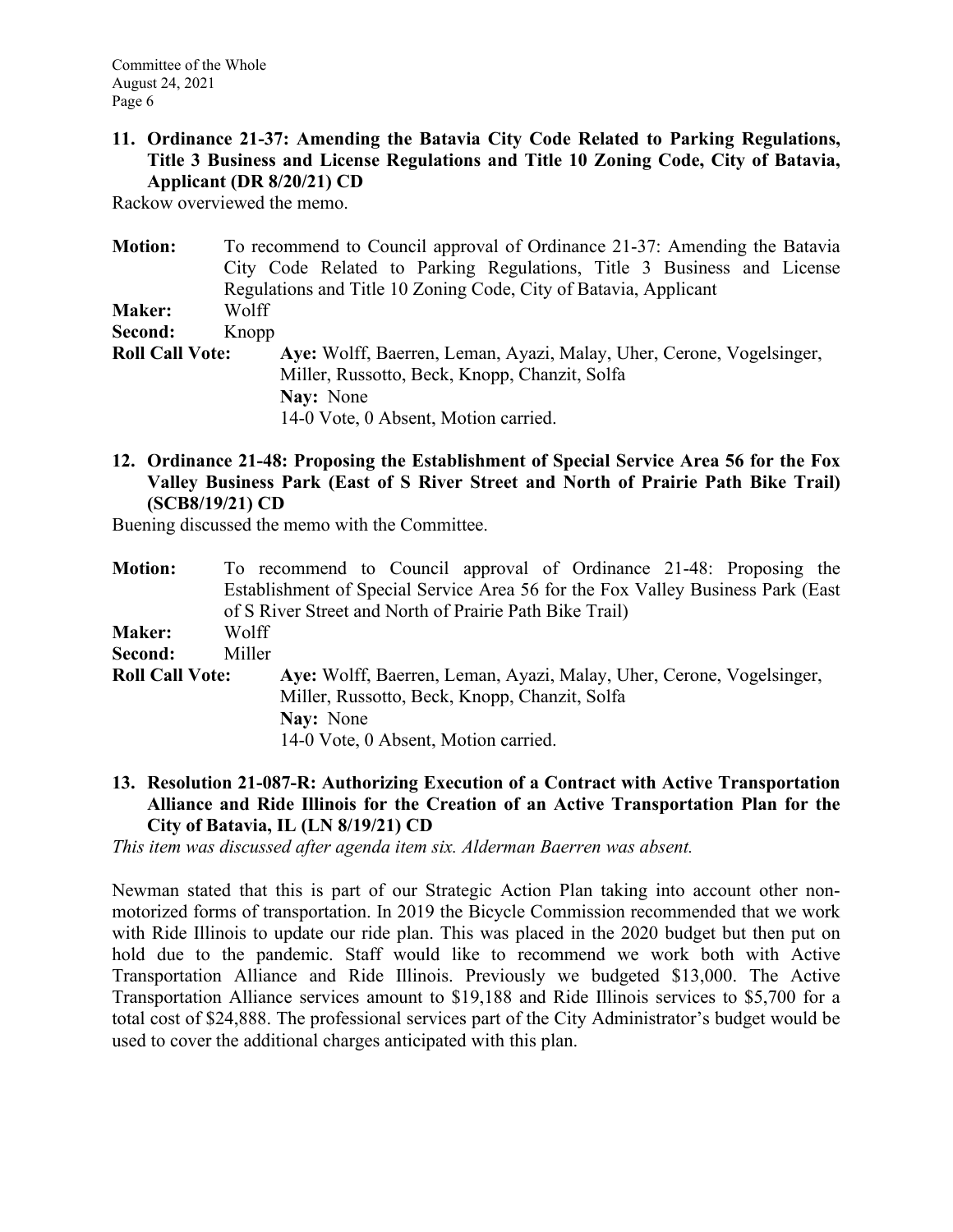**11. Ordinance 21-37: Amending the Batavia City Code Related to Parking Regulations, Title 3 Business and License Regulations and Title 10 Zoning Code, City of Batavia, Applicant (DR 8/20/21) CD**

Rackow overviewed the memo.

**Motion:** To recommend to Council approval of Ordinance 21-37: Amending the Batavia City Code Related to Parking Regulations, Title 3 Business and License Regulations and Title 10 Zoning Code, City of Batavia, Applicant

**Maker:** Wolff

**Second:** Knopp

**Roll Call Vote:** **Aye:** Wolff, Baerren, Leman, Ayazi, Malay, Uher, Cerone, Vogelsinger, Miller, Russotto, Beck, Knopp, Chanzit, Solfa

**Nay:** None

14-0 Vote, 0 Absent, Motion carried.

**12. Ordinance 21-48: Proposing the Establishment of Special Service Area 56 for the Fox Valley Business Park (East of S River Street and North of Prairie Path Bike Trail) (SCB8/19/21) CD**

Buening discussed the memo with the Committee.

**Motion:** To recommend to Council approval of Ordinance 21-48: Proposing the Establishment of Special Service Area 56 for the Fox Valley Business Park (East of S River Street and North of Prairie Path Bike Trail)

**Maker:** Wolff

**Second:** Miller

**Roll Call Vote:** **Aye:** Wolff, Baerren, Leman, Ayazi, Malay, Uher, Cerone, Vogelsinger, Miller, Russotto, Beck, Knopp, Chanzit, Solfa

**Nay:** None

14-0 Vote, 0 Absent, Motion carried.

**13. Resolution 21-087-R: Authorizing Execution of a Contract with Active Transportation Alliance and Ride Illinois for the Creation of an Active Transportation Plan for the City of Batavia, IL (LN 8/19/21) CD**

*This item was discussed after agenda item six. Alderman Baerren was absent.*

Newman stated that this is part of our Strategic Action Plan taking into account other non-motorized forms of transportation. In 2019 the Bicycle Commission recommended that we work with Ride Illinois to update our ride plan. This was placed in the 2020 budget but then put on hold due to the pandemic. Staff would like to recommend we work both with Active Transportation Alliance and Ride Illinois. Previously we budgeted $13,000. The Active Transportation Alliance services amount to $19,188 and Ride Illinois services to $5,700 for a total cost of $24,888. The professional services part of the City Administrator's budget would be used to cover the additional charges anticipated with this plan.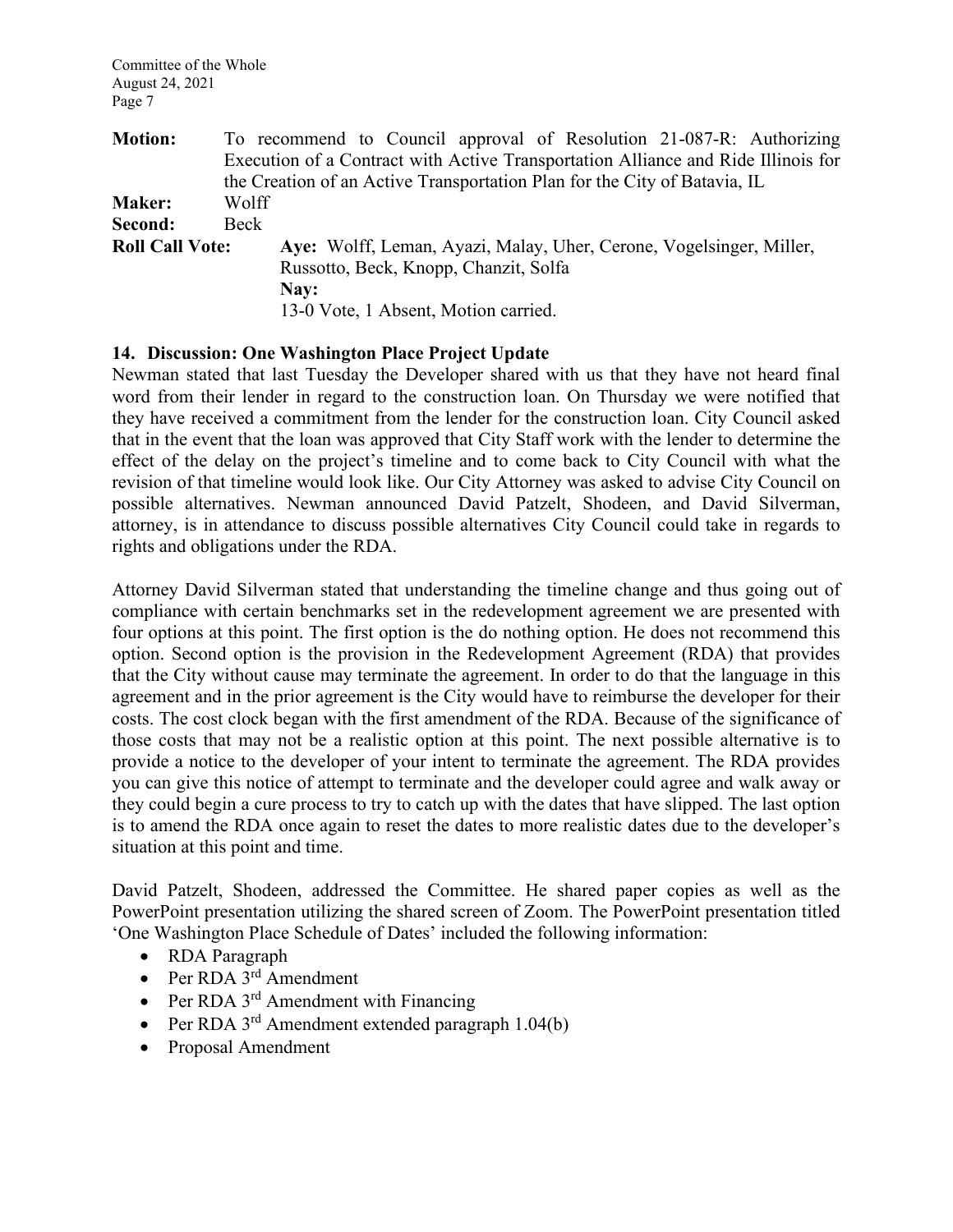**Motion:** To recommend to Council approval of Resolution 21-087-R: Authorizing Execution of a Contract with Active Transportation Alliance and Ride Illinois for the Creation of an Active Transportation Plan for the City of Batavia, IL

**Maker:** Wolff

**Second:** Beck

**Roll Call Vote:** **Aye:** Wolff, Leman, Ayazi, Malay, Uher, Cerone, Vogelsinger, Miller, Russotto, Beck, Knopp, Chanzit, Solfa

**Nay:**

13-0 Vote, 1 Absent, Motion carried.

### 14. Discussion: One Washington Place Project Update

Newman stated that last Tuesday the Developer shared with us that they have not heard final word from their lender in regard to the construction loan. On Thursday we were notified that they have received a commitment from the lender for the construction loan. City Council asked that in the event that the loan was approved that City Staff work with the lender to determine the effect of the delay on the project's timeline and to come back to City Council with what the revision of that timeline would look like. Our City Attorney was asked to advise City Council on possible alternatives. Newman announced David Patzelt, Shodeen, and David Silverman, attorney, is in attendance to discuss possible alternatives City Council could take in regards to rights and obligations under the RDA.

Attorney David Silverman stated that understanding the timeline change and thus going out of compliance with certain benchmarks set in the redevelopment agreement we are presented with four options at this point. The first option is the do nothing option. He does not recommend this option. Second option is the provision in the Redevelopment Agreement (RDA) that provides that the City without cause may terminate the agreement. In order to do that the language in this agreement and in the prior agreement is the City would have to reimburse the developer for their costs. The cost clock began with the first amendment of the RDA. Because of the significance of those costs that may not be a realistic option at this point. The next possible alternative is to provide a notice to the developer of your intent to terminate the agreement. The RDA provides you can give this notice of attempt to terminate and the developer could agree and walk away or they could begin a cure process to try to catch up with the dates that have slipped. The last option is to amend the RDA once again to reset the dates to more realistic dates due to the developer's situation at this point and time.

David Patzelt, Shodeen, addressed the Committee. He shared paper copies as well as the PowerPoint presentation utilizing the shared screen of Zoom. The PowerPoint presentation titled 'One Washington Place Schedule of Dates' included the following information:

- RDA Paragraph
- Per RDA 3rd Amendment
- Per RDA 3rd Amendment with Financing
- Per RDA 3rd Amendment extended paragraph 1.04(b)
- Proposal Amendment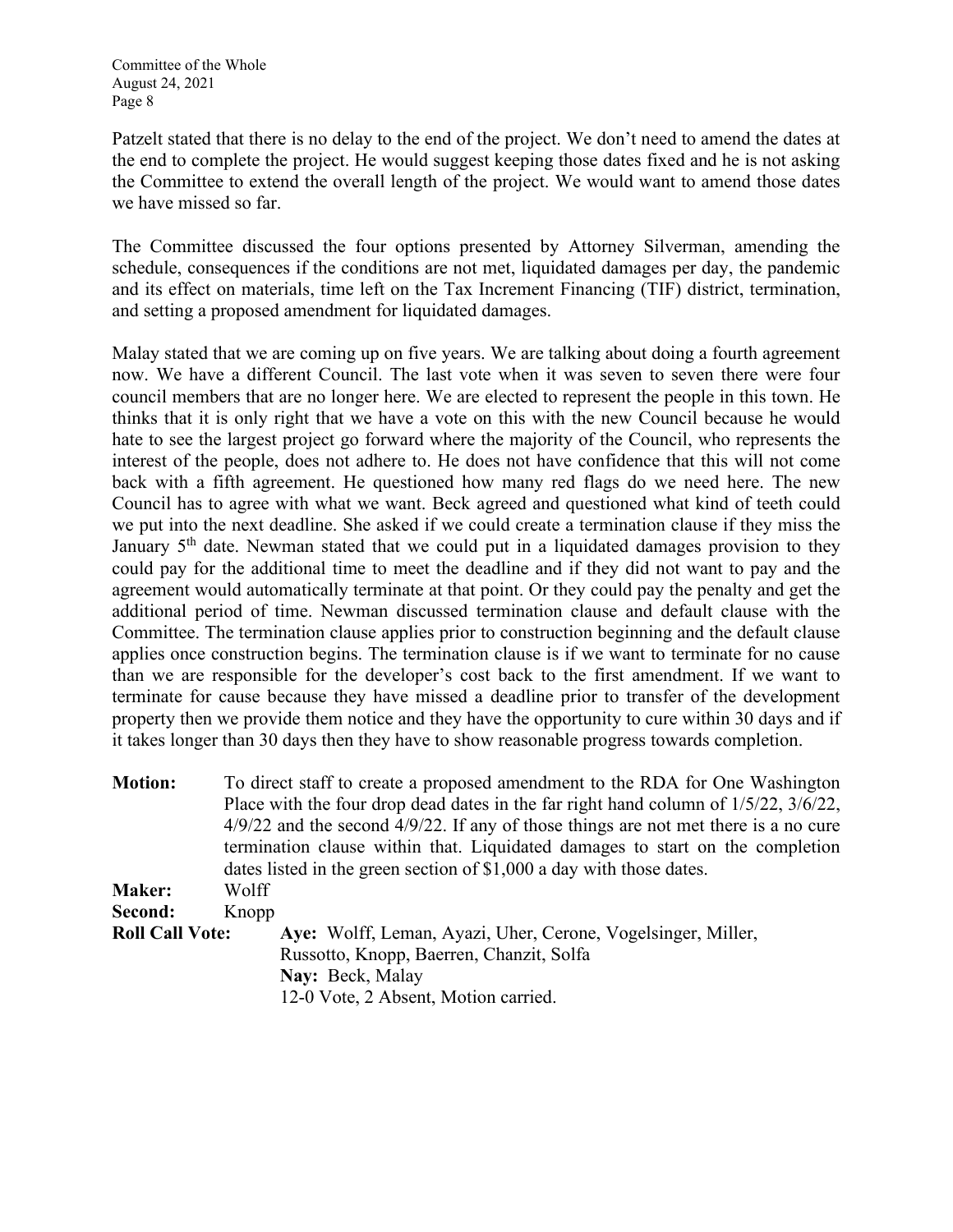Patzelt stated that there is no delay to the end of the project. We don't need to amend the dates at the end to complete the project. He would suggest keeping those dates fixed and he is not asking the Committee to extend the overall length of the project. We would want to amend those dates we have missed so far.

The Committee discussed the four options presented by Attorney Silverman, amending the schedule, consequences if the conditions are not met, liquidated damages per day, the pandemic and its effect on materials, time left on the Tax Increment Financing (TIF) district, termination, and setting a proposed amendment for liquidated damages.

Malay stated that we are coming up on five years. We are talking about doing a fourth agreement now. We have a different Council. The last vote when it was seven to seven there were four council members that are no longer here. We are elected to represent the people in this town. He thinks that it is only right that we have a vote on this with the new Council because he would hate to see the largest project go forward where the majority of the Council, who represents the interest of the people, does not adhere to. He does not have confidence that this will not come back with a fifth agreement. He questioned how many red flags do we need here. The new Council has to agree with what we want. Beck agreed and questioned what kind of teeth could we put into the next deadline. She asked if we could create a termination clause if they miss the January 5th date. Newman stated that we could put in a liquidated damages provision to they could pay for the additional time to meet the deadline and if they did not want to pay and the agreement would automatically terminate at that point. Or they could pay the penalty and get the additional period of time. Newman discussed termination clause and default clause with the Committee. The termination clause applies prior to construction beginning and the default clause applies once construction begins. The termination clause is if we want to terminate for no cause than we are responsible for the developer's cost back to the first amendment. If we want to terminate for cause because they have missed a deadline prior to transfer of the development property then we provide them notice and they have the opportunity to cure within 30 days and if it takes longer than 30 days then they have to show reasonable progress towards completion.

**Motion:** To direct staff to create a proposed amendment to the RDA for One Washington Place with the four drop dead dates in the far right hand column of 1/5/22, 3/6/22, 4/9/22 and the second 4/9/22. If any of those things are not met there is a no cure termination clause within that. Liquidated damages to start on the completion dates listed in the green section of $1,000 a day with those dates.

**Maker:** Wolff

**Second:** Knopp

**Roll Call Vote:** **Aye:** Wolff, Leman, Ayazi, Uher, Cerone, Vogelsinger, Miller, Russotto, Knopp, Baerren, Chanzit, Solfa
**Nay:** Beck, Malay
12-0 Vote, 2 Absent, Motion carried.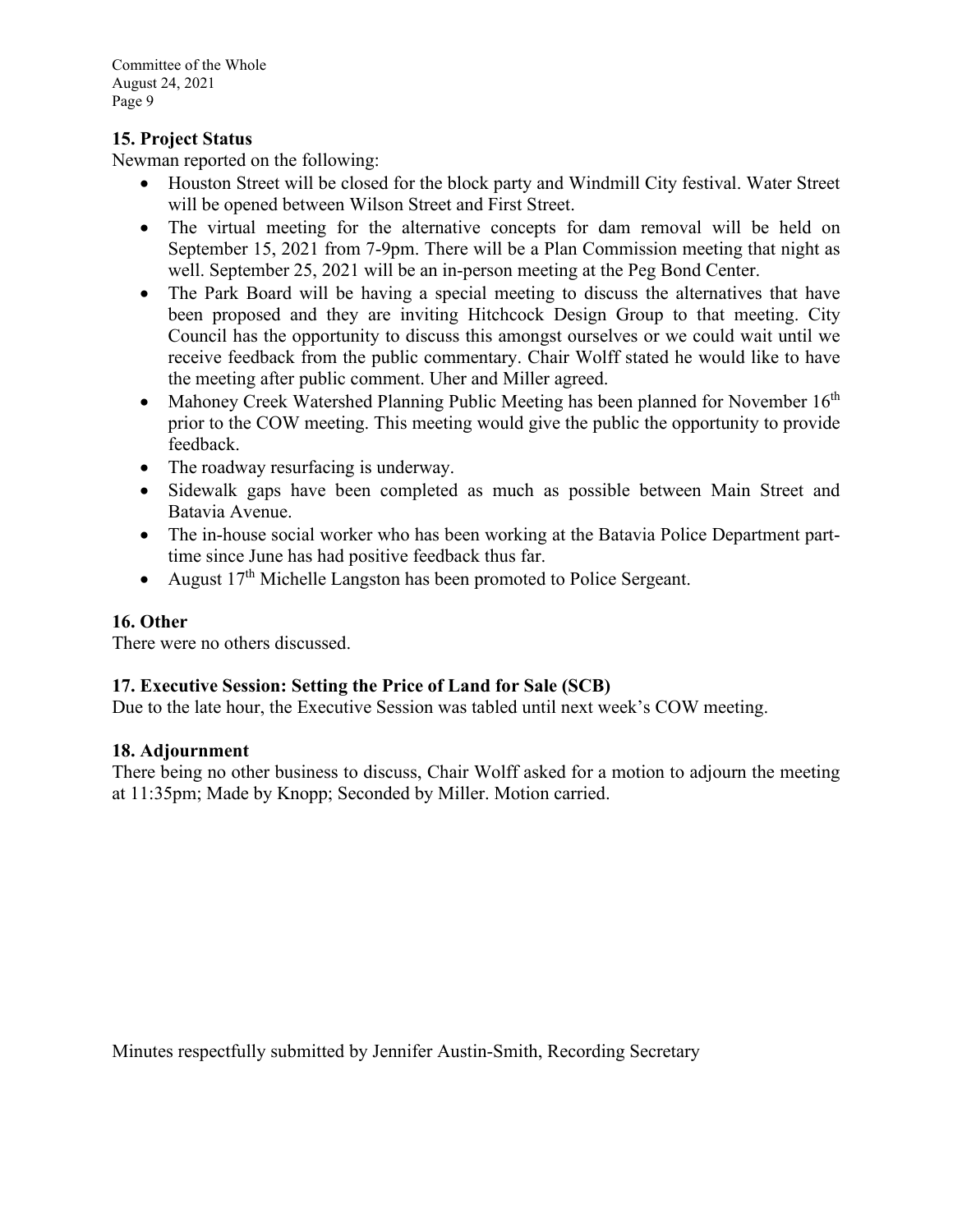**15. Project Status**

Newman reported on the following:

- Houston Street will be closed for the block party and Windmill City festival. Water Street will be opened between Wilson Street and First Street.
- The virtual meeting for the alternative concepts for dam removal will be held on September 15, 2021 from 7-9pm. There will be a Plan Commission meeting that night as well. September 25, 2021 will be an in-person meeting at the Peg Bond Center.
- The Park Board will be having a special meeting to discuss the alternatives that have been proposed and they are inviting Hitchcock Design Group to that meeting. City Council has the opportunity to discuss this amongst ourselves or we could wait until we receive feedback from the public commentary. Chair Wolff stated he would like to have the meeting after public comment. Uher and Miller agreed.
- Mahoney Creek Watershed Planning Public Meeting has been planned for November 16th prior to the COW meeting. This meeting would give the public the opportunity to provide feedback.
- The roadway resurfacing is underway.
- Sidewalk gaps have been completed as much as possible between Main Street and Batavia Avenue.
- The in-house social worker who has been working at the Batavia Police Department part-time since June has had positive feedback thus far.
- August 17th Michelle Langston has been promoted to Police Sergeant.

**16. Other**

There were no others discussed.

**17. Executive Session: Setting the Price of Land for Sale (SCB)**

Due to the late hour, the Executive Session was tabled until next week's COW meeting.

**18. Adjournment**

There being no other business to discuss, Chair Wolff asked for a motion to adjourn the meeting at 11:35pm; Made by Knopp; Seconded by Miller. Motion carried.

Minutes respectfully submitted by Jennifer Austin-Smith, Recording Secretary